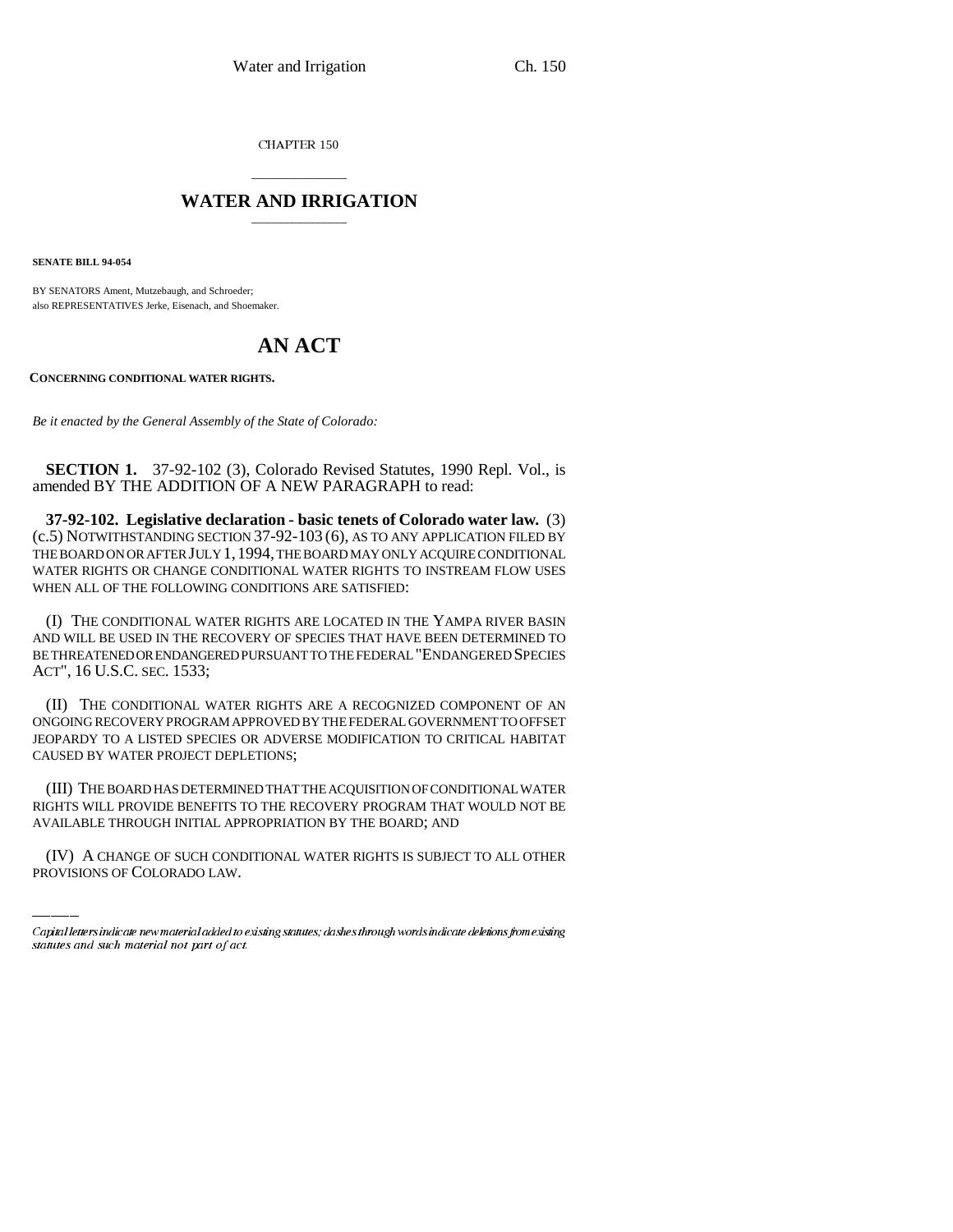CHAPTER 150

# WATER AND IRRIGATION

**SENATE BILL 94-054**

BY SENATORS Ament, Mutzebaugh, and Schroeder;
also REPRESENTATIVES Jerke, Eisenach, and Shoemaker.

# AN ACT

**CONCERNING CONDITIONAL WATER RIGHTS.**

*Be it enacted by the General Assembly of the State of Colorado:*

**SECTION 1.** 37-92-102 (3), Colorado Revised Statutes, 1990 Repl. Vol., is amended BY THE ADDITION OF A NEW PARAGRAPH to read:

**37-92-102. Legislative declaration - basic tenets of Colorado water law.** (3) (c.5) NOTWITHSTANDING SECTION 37-92-103 (6), AS TO ANY APPLICATION FILED BY THE BOARD ON OR AFTER JULY 1, 1994, THE BOARD MAY ONLY ACQUIRE CONDITIONAL WATER RIGHTS OR CHANGE CONDITIONAL WATER RIGHTS TO INSTREAM FLOW USES WHEN ALL OF THE FOLLOWING CONDITIONS ARE SATISFIED:

(I) THE CONDITIONAL WATER RIGHTS ARE LOCATED IN THE YAMPA RIVER BASIN AND WILL BE USED IN THE RECOVERY OF SPECIES THAT HAVE BEEN DETERMINED TO BE THREATENED OR ENDANGERED PURSUANT TO THE FEDERAL "ENDANGERED SPECIES ACT", 16 U.S.C. SEC. 1533;

(II) THE CONDITIONAL WATER RIGHTS ARE A RECOGNIZED COMPONENT OF AN ONGOING RECOVERY PROGRAM APPROVED BY THE FEDERAL GOVERNMENT TO OFFSET JEOPARDY TO A LISTED SPECIES OR ADVERSE MODIFICATION TO CRITICAL HABITAT CAUSED BY WATER PROJECT DEPLETIONS;

(III) THE BOARD HAS DETERMINED THAT THE ACQUISITION OF CONDITIONAL WATER RIGHTS WILL PROVIDE BENEFITS TO THE RECOVERY PROGRAM THAT WOULD NOT BE AVAILABLE THROUGH INITIAL APPROPRIATION BY THE BOARD; AND

(IV) A CHANGE OF SUCH CONDITIONAL WATER RIGHTS IS SUBJECT TO ALL OTHER PROVISIONS OF COLORADO LAW.

*Capital letters indicate new material added to existing statutes; dashes through words indicate deletions from existing statutes and such material not part of act.*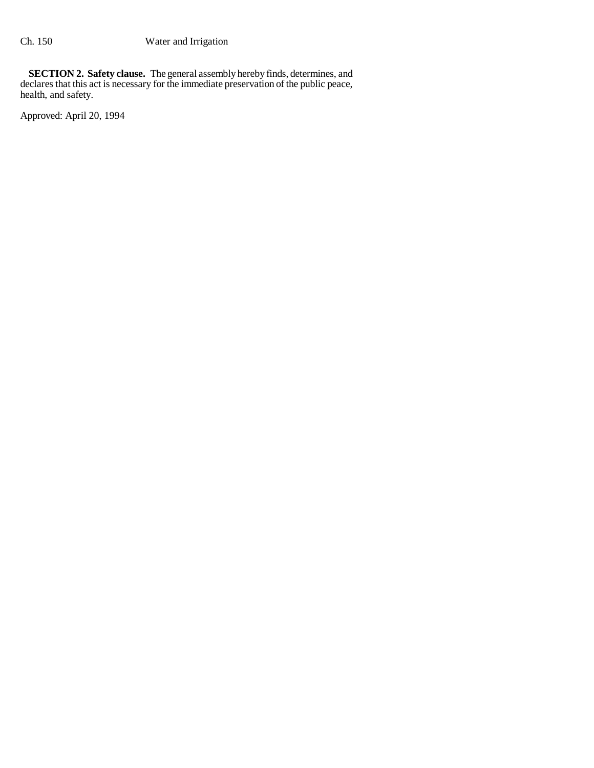**SECTION 2. Safety clause.** The general assembly hereby finds, determines, and declares that this act is necessary for the immediate preservation of the public peace, health, and safety.

Approved: April 20, 1994